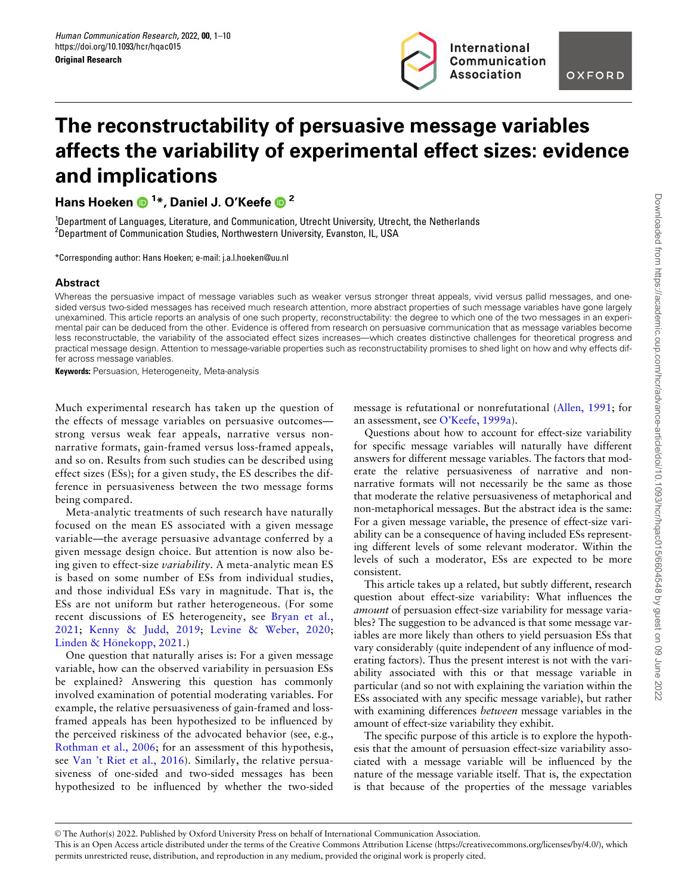Original Research

# The reconstructability of persuasive message variables affects the variability of experimental effect sizes: evidence and implications

**Hans Hoeken [1]\*, Daniel J. O'Keefe [2]**

[1]Department of Languages, Literature, and Communication, Utrecht University, Utrecht, the Netherlands
[2]Department of Communication Studies, Northwestern University, Evanston, IL, USA

\*Corresponding author: Hans Hoeken; e-mail: j.a.l.hoeken@uu.nl

## Abstract

Whereas the persuasive impact of message variables such as weaker versus stronger threat appeals, vivid versus pallid messages, and one-sided versus two-sided messages has received much research attention, more abstract properties of such message variables have gone largely unexamined. This article reports an analysis of one such property, reconstructability: the degree to which one of the two messages in an experimental pair can be deduced from the other. Evidence is offered from research on persuasive communication that as message variables become less reconstructable, the variability of the associated effect sizes increases—which creates distinctive challenges for theoretical progress and practical message design. Attention to message-variable properties such as reconstructability promises to shed light on how and why effects differ across message variables.

**Keywords:** Persuasion, Heterogeneity, Meta-analysis

Much experimental research has taken up the question of the effects of message variables on persuasive outcomes—strong versus weak fear appeals, narrative versus non-narrative formats, gain-framed versus loss-framed appeals, and so on. Results from such studies can be described using effect sizes (ESs); for a given study, the ES describes the difference in persuasiveness between the two message forms being compared.

Meta-analytic treatments of such research have naturally focused on the mean ES associated with a given message variable—the average persuasive advantage conferred by a given message design choice. But attention is now also being given to effect-size *variability*. A meta-analytic mean ES is based on some number of ESs from individual studies, and those individual ESs vary in magnitude. That is, the ESs are not uniform but rather heterogeneous. (For some recent discussions of ES heterogeneity, see Bryan et al., 2021; Kenny & Judd, 2019; Levine & Weber, 2020; Linden & Hönekopp, 2021.)

One question that naturally arises is: For a given message variable, how can the observed variability in persuasion ESs be explained? Answering this question has commonly involved examination of potential moderating variables. For example, the relative persuasiveness of gain-framed and loss-framed appeals has been hypothesized to be influenced by the perceived riskiness of the advocated behavior (see, e.g., Rothman et al., 2006; for an assessment of this hypothesis, see Van 't Riet et al., 2016). Similarly, the relative persuasiveness of one-sided and two-sided messages has been hypothesized to be influenced by whether the two-sided message is refutational or nonrefutational (Allen, 1991; for an assessment, see O'Keefe, 1999a).

Questions about how to account for effect-size variability for specific message variables will naturally have different answers for different message variables. The factors that moderate the relative persuasiveness of narrative and non-narrative formats will not necessarily be the same as those that moderate the relative persuasiveness of metaphorical and non-metaphorical messages. But the abstract idea is the same: For a given message variable, the presence of effect-size variability can be a consequence of having included ESs representing different levels of some relevant moderator. Within the levels of such a moderator, ESs are expected to be more consistent.

This article takes up a related, but subtly different, research question about effect-size variability: What influences the *amount* of persuasion effect-size variability for message variables? The suggestion to be advanced is that some message variables are more likely than others to yield persuasion ESs that vary considerably (quite independent of any influence of moderating factors). Thus the present interest is not with the variability associated with this or that message variable in particular (and so not with explaining the variation within the ESs associated with any specific message variable), but rather with examining differences *between* message variables in the amount of effect-size variability they exhibit.

The specific purpose of this article is to explore the hypothesis that the amount of persuasion effect-size variability associated with a message variable will be influenced by the nature of the message variable itself. That is, the expectation is that because of the properties of the message variables

© The Author(s) 2022. Published by Oxford University Press on behalf of International Communication Association.
This is an Open Access article distributed under the terms of the Creative Commons Attribution License (https://creativecommons.org/licenses/by/4.0/), which permits unrestricted reuse, distribution, and reproduction in any medium, provided the original work is properly cited.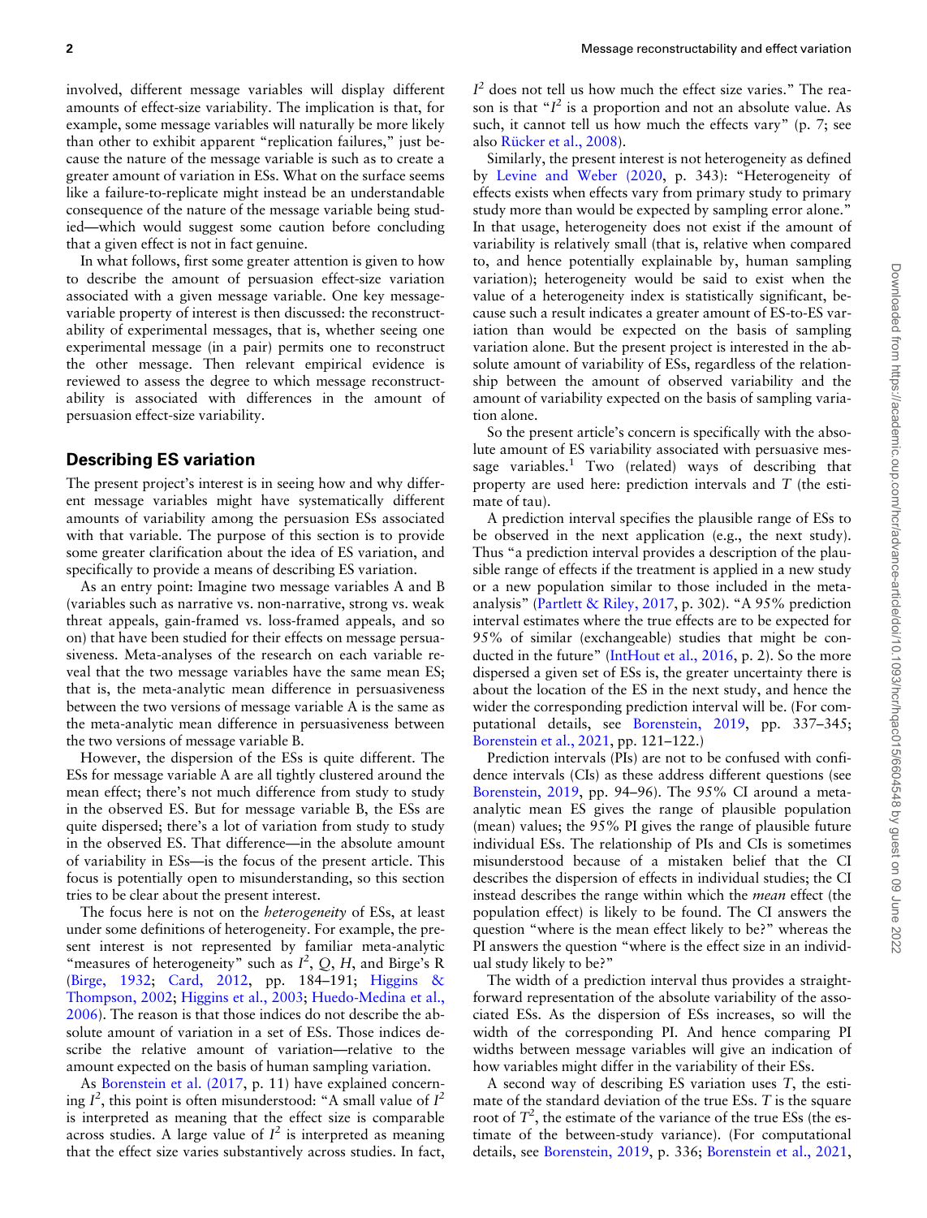involved, different message variables will display different amounts of effect-size variability. The implication is that, for example, some message variables will naturally be more likely than other to exhibit apparent "replication failures," just because the nature of the message variable is such as to create a greater amount of variation in ESs. What on the surface seems like a failure-to-replicate might instead be an understandable consequence of the nature of the message variable being studied—which would suggest some caution before concluding that a given effect is not in fact genuine.

In what follows, first some greater attention is given to how to describe the amount of persuasion effect-size variation associated with a given message variable. One key message-variable property of interest is then discussed: the reconstructability of experimental messages, that is, whether seeing one experimental message (in a pair) permits one to reconstruct the other message. Then relevant empirical evidence is reviewed to assess the degree to which message reconstructability is associated with differences in the amount of persuasion effect-size variability.

## Describing ES variation

The present project's interest is in seeing how and why different message variables might have systematically different amounts of variability among the persuasion ESs associated with that variable. The purpose of this section is to provide some greater clarification about the idea of ES variation, and specifically to provide a means of describing ES variation.

As an entry point: Imagine two message variables A and B (variables such as narrative vs. non-narrative, strong vs. weak threat appeals, gain-framed vs. loss-framed appeals, and so on) that have been studied for their effects on message persuasiveness. Meta-analyses of the research on each variable reveal that the two message variables have the same mean ES; that is, the meta-analytic mean difference in persuasiveness between the two versions of message variable A is the same as the meta-analytic mean difference in persuasiveness between the two versions of message variable B.

However, the dispersion of the ESs is quite different. The ESs for message variable A are all tightly clustered around the mean effect; there's not much difference from study to study in the observed ES. But for message variable B, the ESs are quite dispersed; there's a lot of variation from study to study in the observed ES. That difference—in the absolute amount of variability in ESs—is the focus of the present article. This focus is potentially open to misunderstanding, so this section tries to be clear about the present interest.

The focus here is not on the *heterogeneity* of ESs, at least under some definitions of heterogeneity. For example, the present interest is not represented by familiar meta-analytic "measures of heterogeneity" such as $I^2$, $Q$, $H$, and Birge's R (Birge, 1932; Card, 2012, pp. 184–191; Higgins & Thompson, 2002; Higgins et al., 2003; Huedo-Medina et al., 2006). The reason is that those indices do not describe the absolute amount of variation in a set of ESs. Those indices describe the relative amount of variation—relative to the amount expected on the basis of human sampling variation.

As Borenstein et al. (2017, p. 11) have explained concerning $I^2$, this point is often misunderstood: "A small value of $I^2$ is interpreted as meaning that the effect size is comparable across studies. A large value of $I^2$ is interpreted as meaning that the effect size varies substantively across studies. In fact, $I^2$ does not tell us how much the effect size varies." The reason is that "$I^2$ is a proportion and not an absolute value. As such, it cannot tell us how much the effects vary" (p. 7; see also Rücker et al., 2008).

Similarly, the present interest is not heterogeneity as defined by Levine and Weber (2020, p. 343): "Heterogeneity of effects exists when effects vary from primary study to primary study more than would be expected by sampling error alone." In that usage, heterogeneity does not exist if the amount of variability is relatively small (that is, relative when compared to, and hence potentially explainable by, human sampling variation); heterogeneity would be said to exist when the value of a heterogeneity index is statistically significant, because such a result indicates a greater amount of ES-to-ES variation than would be expected on the basis of sampling variation alone. But the present project is interested in the absolute amount of variability of ESs, regardless of the relationship between the amount of observed variability and the amount of variability expected on the basis of sampling variation alone.

So the present article's concern is specifically with the absolute amount of ES variability associated with persuasive message variables.[1] Two (related) ways of describing that property are used here: prediction intervals and $T$ (the estimate of tau).

A prediction interval specifies the plausible range of ESs to be observed in the next application (e.g., the next study). Thus "a prediction interval provides a description of the plausible range of effects if the treatment is applied in a new study or a new population similar to those included in the meta-analysis" (Partlett & Riley, 2017, p. 302). "A 95% prediction interval estimates where the true effects are to be expected for 95% of similar (exchangeable) studies that might be conducted in the future" (IntHout et al., 2016, p. 2). So the more dispersed a given set of ESs is, the greater uncertainty there is about the location of the ES in the next study, and hence the wider the corresponding prediction interval will be. (For computational details, see Borenstein, 2019, pp. 337–345; Borenstein et al., 2021, pp. 121–122.)

Prediction intervals (PIs) are not to be confused with confidence intervals (CIs) as these address different questions (see Borenstein, 2019, pp. 94–96). The 95% CI around a meta-analytic mean ES gives the range of plausible population (mean) values; the 95% PI gives the range of plausible future individual ESs. The relationship of PIs and CIs is sometimes misunderstood because of a mistaken belief that the CI describes the dispersion of effects in individual studies; the CI instead describes the range within which the *mean* effect (the population effect) is likely to be found. The CI answers the question "where is the mean effect likely to be?" whereas the PI answers the question "where is the effect size in an individual study likely to be?"

The width of a prediction interval thus provides a straightforward representation of the absolute variability of the associated ESs. As the dispersion of ESs increases, so will the width of the corresponding PI. And hence comparing PI widths between message variables will give an indication of how variables might differ in the variability of their ESs.

A second way of describing ES variation uses $T$, the estimate of the standard deviation of the true ESs. $T$ is the square root of $T^2$, the estimate of the variance of the true ESs (the estimate of the between-study variance). (For computational details, see Borenstein, 2019, p. 336; Borenstein et al., 2021,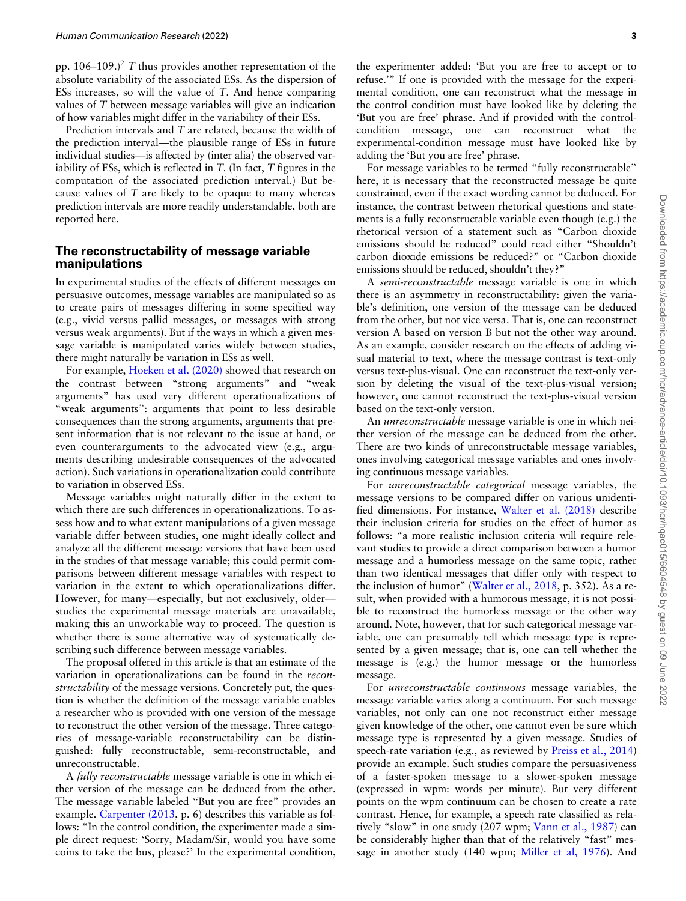pp. 106–109.)[2] $T$ thus provides another representation of the absolute variability of the associated ESs. As the dispersion of ESs increases, so will the value of $T$. And hence comparing values of $T$ between message variables will give an indication of how variables might differ in the variability of their ESs.

Prediction intervals and $T$ are related, because the width of the prediction interval—the plausible range of ESs in future individual studies—is affected by (inter alia) the observed variability of ESs, which is reflected in $T$. (In fact, $T$ figures in the computation of the associated prediction interval.) But because values of $T$ are likely to be opaque to many whereas prediction intervals are more readily understandable, both are reported here.

## The reconstructability of message variable manipulations

In experimental studies of the effects of different messages on persuasive outcomes, message variables are manipulated so as to create pairs of messages differing in some specified way (e.g., vivid versus pallid messages, or messages with strong versus weak arguments). But if the ways in which a given message variable is manipulated varies widely between studies, there might naturally be variation in ESs as well.

For example, Hoeken et al. (2020) showed that research on the contrast between "strong arguments" and "weak arguments" has used very different operationalizations of "weak arguments": arguments that point to less desirable consequences than the strong arguments, arguments that present information that is not relevant to the issue at hand, or even counterarguments to the advocated view (e.g., arguments describing undesirable consequences of the advocated action). Such variations in operationalization could contribute to variation in observed ESs.

Message variables might naturally differ in the extent to which there are such differences in operationalizations. To assess how and to what extent manipulations of a given message variable differ between studies, one might ideally collect and analyze all the different message versions that have been used in the studies of that message variable; this could permit comparisons between different message variables with respect to variation in the extent to which operationalizations differ. However, for many—especially, but not exclusively, older—studies the experimental message materials are unavailable, making this an unworkable way to proceed. The question is whether there is some alternative way of systematically describing such difference between message variables.

The proposal offered in this article is that an estimate of the variation in operationalizations can be found in the *reconstructability* of the message versions. Concretely put, the question is whether the definition of the message variable enables a researcher who is provided with one version of the message to reconstruct the other version of the message. Three categories of message-variable reconstructability can be distinguished: fully reconstructable, semi-reconstructable, and unreconstructable.

A *fully reconstructable* message variable is one in which either version of the message can be deduced from the other. The message variable labeled "But you are free" provides an example. Carpenter (2013, p. 6) describes this variable as follows: "In the control condition, the experimenter made a simple direct request: 'Sorry, Madam/Sir, would you have some coins to take the bus, please?' In the experimental condition, the experimenter added: 'But you are free to accept or to refuse.'" If one is provided with the message for the experimental condition, one can reconstruct what the message in the control condition must have looked like by deleting the 'But you are free' phrase. And if provided with the control-condition message, one can reconstruct what the experimental-condition message must have looked like by adding the 'But you are free' phrase.

For message variables to be termed "fully reconstructable" here, it is necessary that the reconstructed message be quite constrained, even if the exact wording cannot be deduced. For instance, the contrast between rhetorical questions and statements is a fully reconstructable variable even though (e.g.) the rhetorical version of a statement such as "Carbon dioxide emissions should be reduced" could read either "Shouldn't carbon dioxide emissions be reduced?" or "Carbon dioxide emissions should be reduced, shouldn't they?"

A *semi-reconstructable* message variable is one in which there is an asymmetry in reconstructability: given the variable's definition, one version of the message can be deduced from the other, but not vice versa. That is, one can reconstruct version A based on version B but not the other way around. As an example, consider research on the effects of adding visual material to text, where the message contrast is text-only versus text-plus-visual. One can reconstruct the text-only version by deleting the visual of the text-plus-visual version; however, one cannot reconstruct the text-plus-visual version based on the text-only version.

An *unreconstructable* message variable is one in which neither version of the message can be deduced from the other. There are two kinds of unreconstructable message variables, ones involving categorical message variables and ones involving continuous message variables.

For *unreconstructable categorical* message variables, the message versions to be compared differ on various unidentified dimensions. For instance, Walter et al. (2018) describe their inclusion criteria for studies on the effect of humor as follows: "a more realistic inclusion criteria will require relevant studies to provide a direct comparison between a humor message and a humorless message on the same topic, rather than two identical messages that differ only with respect to the inclusion of humor" (Walter et al., 2018, p. 352). As a result, when provided with a humorous message, it is not possible to reconstruct the humorless message or the other way around. Note, however, that for such categorical message variable, one can presumably tell which message type is represented by a given message; that is, one can tell whether the message is (e.g.) the humor message or the humorless message.

For *unreconstructable continuous* message variables, the message variable varies along a continuum. For such message variables, not only can one not reconstruct either message given knowledge of the other, one cannot even be sure which message type is represented by a given message. Studies of speech-rate variation (e.g., as reviewed by Preiss et al., 2014) provide an example. Such studies compare the persuasiveness of a faster-spoken message to a slower-spoken message (expressed in wpm: words per minute). But very different points on the wpm continuum can be chosen to create a rate contrast. Hence, for example, a speech rate classified as relatively "slow" in one study (207 wpm; Vann et al., 1987) can be considerably higher than that of the relatively "fast" message in another study (140 wpm; Miller et al, 1976). And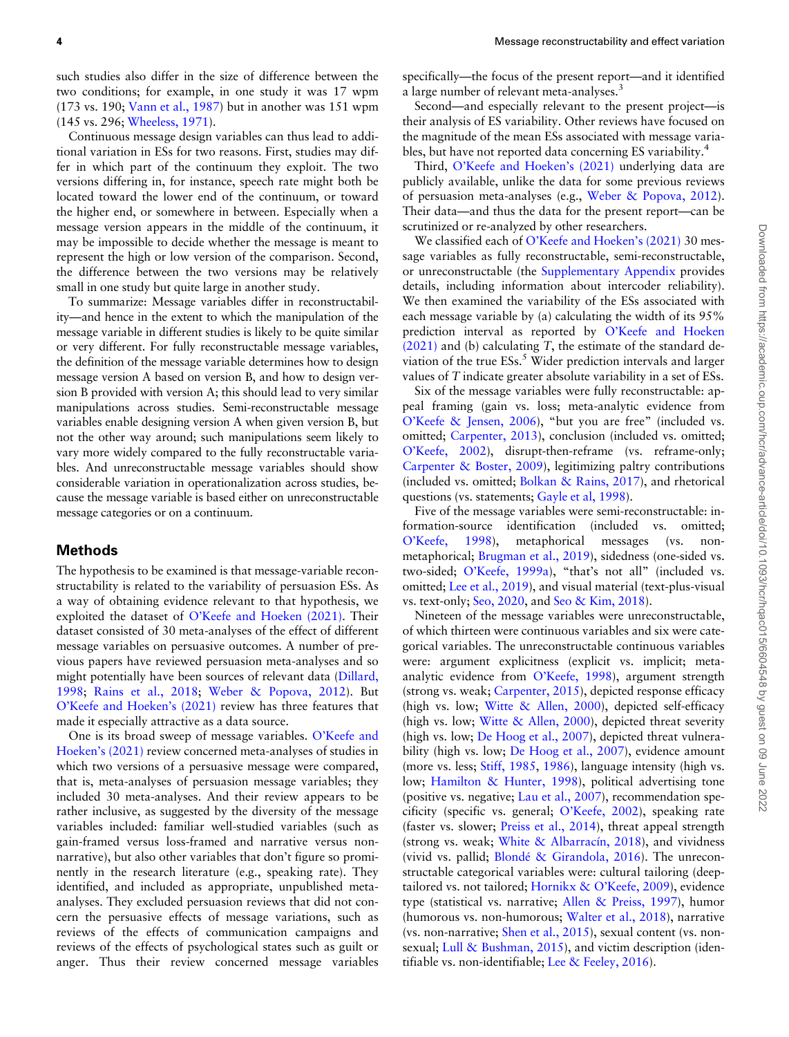such studies also differ in the size of difference between the two conditions; for example, in one study it was 17 wpm (173 vs. 190; Vann et al., 1987) but in another was 151 wpm (145 vs. 296; Wheeless, 1971).

Continuous message design variables can thus lead to additional variation in ESs for two reasons. First, studies may differ in which part of the continuum they exploit. The two versions differing in, for instance, speech rate might both be located toward the lower end of the continuum, or toward the higher end, or somewhere in between. Especially when a message version appears in the middle of the continuum, it may be impossible to decide whether the message is meant to represent the high or low version of the comparison. Second, the difference between the two versions may be relatively small in one study but quite large in another study.

To summarize: Message variables differ in reconstructability—and hence in the extent to which the manipulation of the message variable in different studies is likely to be quite similar or very different. For fully reconstructable message variables, the definition of the message variable determines how to design message version A based on version B, and how to design version B provided with version A; this should lead to very similar manipulations across studies. Semi-reconstructable message variables enable designing version A when given version B, but not the other way around; such manipulations seem likely to vary more widely compared to the fully reconstructable variables. And unreconstructable message variables should show considerable variation in operationalization across studies, because the message variable is based either on unreconstructable message categories or on a continuum.

## Methods

The hypothesis to be examined is that message-variable reconstructability is related to the variability of persuasion ESs. As a way of obtaining evidence relevant to that hypothesis, we exploited the dataset of O'Keefe and Hoeken (2021). Their dataset consisted of 30 meta-analyses of the effect of different message variables on persuasive outcomes. A number of previous papers have reviewed persuasion meta-analyses and so might potentially have been sources of relevant data (Dillard, 1998; Rains et al., 2018; Weber & Popova, 2012). But O'Keefe and Hoeken's (2021) review has three features that made it especially attractive as a data source.

One is its broad sweep of message variables. O'Keefe and Hoeken's (2021) review concerned meta-analyses of studies in which two versions of a persuasive message were compared, that is, meta-analyses of persuasion message variables; they included 30 meta-analyses. And their review appears to be rather inclusive, as suggested by the diversity of the message variables included: familiar well-studied variables (such as gain-framed versus loss-framed and narrative versus non-narrative), but also other variables that don't figure so prominently in the research literature (e.g., speaking rate). They identified, and included as appropriate, unpublished meta-analyses. They excluded persuasion reviews that did not concern the persuasive effects of message variations, such as reviews of the effects of communication campaigns and reviews of the effects of psychological states such as guilt or anger. Thus their review concerned message variables specifically—the focus of the present report—and it identified a large number of relevant meta-analyses.[3]

Second—and especially relevant to the present project—is their analysis of ES variability. Other reviews have focused on the magnitude of the mean ESs associated with message variables, but have not reported data concerning ES variability.[4]

Third, O'Keefe and Hoeken's (2021) underlying data are publicly available, unlike the data for some previous reviews of persuasion meta-analyses (e.g., Weber & Popova, 2012). Their data—and thus the data for the present report—can be scrutinized or re-analyzed by other researchers.

We classified each of O'Keefe and Hoeken's (2021) 30 message variables as fully reconstructable, semi-reconstructable, or unreconstructable (the Supplementary Appendix provides details, including information about intercoder reliability). We then examined the variability of the ESs associated with each message variable by (a) calculating the width of its 95% prediction interval as reported by O'Keefe and Hoeken (2021) and (b) calculating $T$, the estimate of the standard deviation of the true ESs.[5] Wider prediction intervals and larger values of $T$ indicate greater absolute variability in a set of ESs.

Six of the message variables were fully reconstructable: appeal framing (gain vs. loss; meta-analytic evidence from O'Keefe & Jensen, 2006), "but you are free" (included vs. omitted; Carpenter, 2013), conclusion (included vs. omitted; O'Keefe, 2002), disrupt-then-reframe (vs. reframe-only; Carpenter & Boster, 2009), legitimizing paltry contributions (included vs. omitted; Bolkan & Rains, 2017), and rhetorical questions (vs. statements; Gayle et al, 1998).

Five of the message variables were semi-reconstructable: information-source identification (included vs. omitted; O'Keefe, 1998), metaphorical messages (vs. non-metaphorical; Brugman et al., 2019), sidedness (one-sided vs. two-sided; O'Keefe, 1999a), "that's not all" (included vs. omitted; Lee et al., 2019), and visual material (text-plus-visual vs. text-only; Seo, 2020, and Seo & Kim, 2018).

Nineteen of the message variables were unreconstructable, of which thirteen were continuous variables and six were categorical variables. The unreconstructable continuous variables were: argument explicitness (explicit vs. implicit; meta-analytic evidence from O'Keefe, 1998), argument strength (strong vs. weak; Carpenter, 2015), depicted response efficacy (high vs. low; Witte & Allen, 2000), depicted self-efficacy (high vs. low; Witte & Allen, 2000), depicted threat severity (high vs. low; De Hoog et al., 2007), depicted threat vulnerability (high vs. low; De Hoog et al., 2007), evidence amount (more vs. less; Stiff, 1985, 1986), language intensity (high vs. low; Hamilton & Hunter, 1998), political advertising tone (positive vs. negative; Lau et al., 2007), recommendation specificity (specific vs. general; O'Keefe, 2002), speaking rate (faster vs. slower; Preiss et al., 2014), threat appeal strength (strong vs. weak; White & Albarracín, 2018), and vividness (vivid vs. pallid; Blondé & Girandola, 2016). The unreconstructable categorical variables were: cultural tailoring (deep-tailored vs. not tailored; Hornikx & O'Keefe, 2009), evidence type (statistical vs. narrative; Allen & Preiss, 1997), humor (humorous vs. non-humorous; Walter et al., 2018), narrative (vs. non-narrative; Shen et al., 2015), sexual content (vs. non-sexual; Lull & Bushman, 2015), and victim description (identifiable vs. non-identifiable; Lee & Feeley, 2016).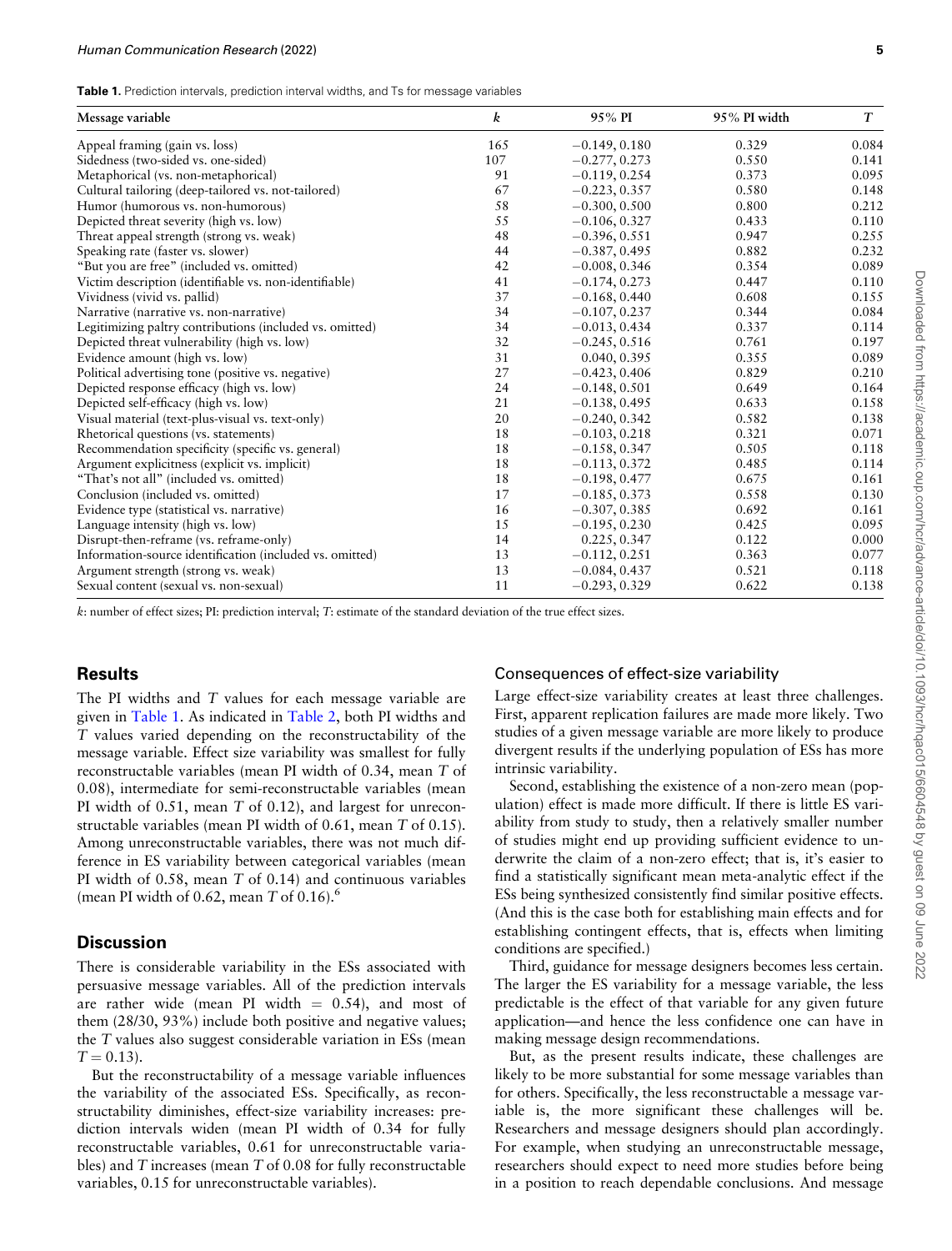**Table 1.** Prediction intervals, prediction interval widths, and Ts for message variables

| Message variable | $k$ | 95% PI | 95% PI width | $T$ |
|---|---|---|---|---|
| Appeal framing (gain vs. loss) | 165 | −0.149, 0.180 | 0.329 | 0.084 |
| Sidedness (two-sided vs. one-sided) | 107 | −0.277, 0.273 | 0.550 | 0.141 |
| Metaphorical (vs. non-metaphorical) | 91 | −0.119, 0.254 | 0.373 | 0.095 |
| Cultural tailoring (deep-tailored vs. not-tailored) | 67 | −0.223, 0.357 | 0.580 | 0.148 |
| Humor (humorous vs. non-humorous) | 58 | −0.300, 0.500 | 0.800 | 0.212 |
| Depicted threat severity (high vs. low) | 55 | −0.106, 0.327 | 0.433 | 0.110 |
| Threat appeal strength (strong vs. weak) | 48 | −0.396, 0.551 | 0.947 | 0.255 |
| Speaking rate (faster vs. slower) | 44 | −0.387, 0.495 | 0.882 | 0.232 |
| "But you are free" (included vs. omitted) | 42 | −0.008, 0.346 | 0.354 | 0.089 |
| Victim description (identifiable vs. non-identifiable) | 41 | −0.174, 0.273 | 0.447 | 0.110 |
| Vividness (vivid vs. pallid) | 37 | −0.168, 0.440 | 0.608 | 0.155 |
| Narrative (narrative vs. non-narrative) | 34 | −0.107, 0.237 | 0.344 | 0.084 |
| Legitimizing paltry contributions (included vs. omitted) | 34 | −0.013, 0.434 | 0.337 | 0.114 |
| Depicted threat vulnerability (high vs. low) | 32 | −0.245, 0.516 | 0.761 | 0.197 |
| Evidence amount (high vs. low) | 31 | 0.040, 0.395 | 0.355 | 0.089 |
| Political advertising tone (positive vs. negative) | 27 | −0.423, 0.406 | 0.829 | 0.210 |
| Depicted response efficacy (high vs. low) | 24 | −0.148, 0.501 | 0.649 | 0.164 |
| Depicted self-efficacy (high vs. low) | 21 | −0.138, 0.495 | 0.633 | 0.158 |
| Visual material (text-plus-visual vs. text-only) | 20 | −0.240, 0.342 | 0.582 | 0.138 |
| Rhetorical questions (vs. statements) | 18 | −0.103, 0.218 | 0.321 | 0.071 |
| Recommendation specificity (specific vs. general) | 18 | −0.158, 0.347 | 0.505 | 0.118 |
| Argument explicitness (explicit vs. implicit) | 18 | −0.113, 0.372 | 0.485 | 0.114 |
| "That's not all" (included vs. omitted) | 18 | −0.198, 0.477 | 0.675 | 0.161 |
| Conclusion (included vs. omitted) | 17 | −0.185, 0.373 | 0.558 | 0.130 |
| Evidence type (statistical vs. narrative) | 16 | −0.307, 0.385 | 0.692 | 0.161 |
| Language intensity (high vs. low) | 15 | −0.195, 0.230 | 0.425 | 0.095 |
| Disrupt-then-reframe (vs. reframe-only) | 14 | 0.225, 0.347 | 0.122 | 0.000 |
| Information-source identification (included vs. omitted) | 13 | −0.112, 0.251 | 0.363 | 0.077 |
| Argument strength (strong vs. weak) | 13 | −0.084, 0.437 | 0.521 | 0.118 |
| Sexual content (sexual vs. non-sexual) | 11 | −0.293, 0.329 | 0.622 | 0.138 |

$k$: number of effect sizes; PI: prediction interval; $T$: estimate of the standard deviation of the true effect sizes.

## Results

The PI widths and $T$ values for each message variable are given in Table 1. As indicated in Table 2, both PI widths and $T$ values varied depending on the reconstructability of the message variable. Effect size variability was smallest for fully reconstructable variables (mean PI width of 0.34, mean $T$ of 0.08), intermediate for semi-reconstructable variables (mean PI width of 0.51, mean $T$ of 0.12), and largest for unreconstructable variables (mean PI width of 0.61, mean $T$ of 0.15). Among unreconstructable variables, there was not much difference in ES variability between categorical variables (mean PI width of 0.58, mean $T$ of 0.14) and continuous variables (mean PI width of 0.62, mean $T$ of 0.16).[6]

## Discussion

There is considerable variability in the ESs associated with persuasive message variables. All of the prediction intervals are rather wide (mean PI width = 0.54), and most of them (28/30, 93%) include both positive and negative values; the $T$ values also suggest considerable variation in ESs (mean $T = 0.13$).

But the reconstructability of a message variable influences the variability of the associated ESs. Specifically, as reconstructability diminishes, effect-size variability increases: prediction intervals widen (mean PI width of 0.34 for fully reconstructable variables, 0.61 for unreconstructable variables) and $T$ increases (mean $T$ of 0.08 for fully reconstructable variables, 0.15 for unreconstructable variables).

### Consequences of effect-size variability

Large effect-size variability creates at least three challenges. First, apparent replication failures are made more likely. Two studies of a given message variable are more likely to produce divergent results if the underlying population of ESs has more intrinsic variability.

Second, establishing the existence of a non-zero mean (population) effect is made more difficult. If there is little ES variability from study to study, then a relatively smaller number of studies might end up providing sufficient evidence to underwrite the claim of a non-zero effect; that is, it's easier to find a statistically significant mean meta-analytic effect if the ESs being synthesized consistently find similar positive effects. (And this is the case both for establishing main effects and for establishing contingent effects, that is, effects when limiting conditions are specified.)

Third, guidance for message designers becomes less certain. The larger the ES variability for a message variable, the less predictable is the effect of that variable for any given future application—and hence the less confidence one can have in making message design recommendations.

But, as the present results indicate, these challenges are likely to be more substantial for some message variables than for others. Specifically, the less reconstructable a message variable is, the more significant these challenges will be. Researchers and message designers should plan accordingly. For example, when studying an unreconstructable message, researchers should expect to need more studies before being in a position to reach dependable conclusions. And message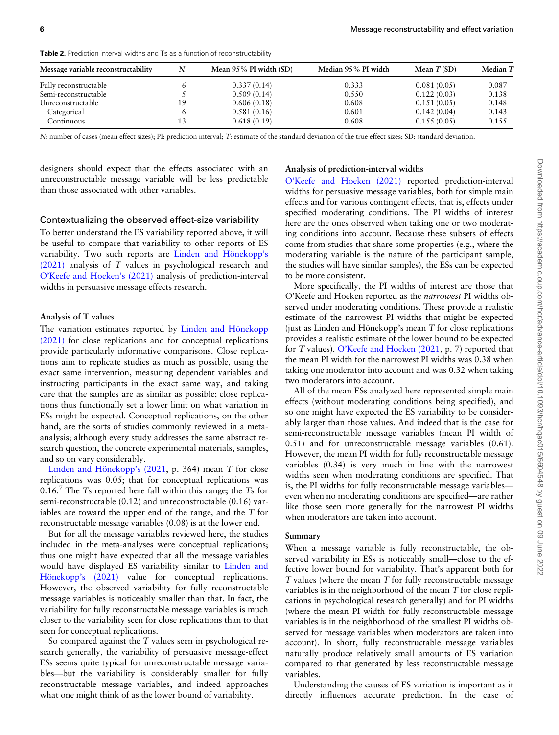**Table 2.** Prediction interval widths and Ts as a function of reconstructability

| Message variable reconstructability | N | Mean 95% PI width (SD) | Median 95% PI width | Mean T (SD) | Median T |
|---|---|---|---|---|---|
| Fully reconstructable | 6 | 0.337 (0.14) | 0.333 | 0.081 (0.05) | 0.087 |
| Semi-reconstructable | 5 | 0.509 (0.14) | 0.550 | 0.122 (0.03) | 0.138 |
| Unreconstructable | 19 | 0.606 (0.18) | 0.608 | 0.151 (0.05) | 0.148 |
| Categorical | 6 | 0.581 (0.16) | 0.601 | 0.142 (0.04) | 0.143 |
| Continuous | 13 | 0.618 (0.19) | 0.608 | 0.155 (0.05) | 0.155 |

N: number of cases (mean effect sizes); PI: prediction interval; T: estimate of the standard deviation of the true effect sizes; SD: standard deviation.

designers should expect that the effects associated with an unreconstructable message variable will be less predictable than those associated with other variables.

## Contextualizing the observed effect-size variability

To better understand the ES variability reported above, it will be useful to compare that variability to other reports of ES variability. Two such reports are Linden and Hönekopp's (2021) analysis of $T$ values in psychological research and O'Keefe and Hoeken's (2021) analysis of prediction-interval widths in persuasive message effects research.

### Analysis of T values

The variation estimates reported by Linden and Hönekopp (2021) for close replications and for conceptual replications provide particularly informative comparisons. Close replications aim to replicate studies as much as possible, using the exact same intervention, measuring dependent variables and instructing participants in the exact same way, and taking care that the samples are as similar as possible; close replications thus functionally set a lower limit on what variation in ESs might be expected. Conceptual replications, on the other hand, are the sorts of studies commonly reviewed in a meta-analysis; although every study addresses the same abstract research question, the concrete experimental materials, samples, and so on vary considerably.

Linden and Hönekopp's (2021, p. 364) mean $T$ for close replications was 0.05; that for conceptual replications was 0.16.[7] The $T$s reported here fall within this range; the $T$s for semi-reconstructable (0.12) and unreconstructable (0.16) variables are toward the upper end of the range, and the $T$ for reconstructable message variables (0.08) is at the lower end.

But for all the message variables reviewed here, the studies included in the meta-analyses were conceptual replications; thus one might have expected that all the message variables would have displayed ES variability similar to Linden and Hönekopp's (2021) value for conceptual replications. However, the observed variability for fully reconstructable message variables is noticeably smaller than that. In fact, the variability for fully reconstructable message variables is much closer to the variability seen for close replications than to that seen for conceptual replications.

So compared against the $T$ values seen in psychological research generally, the variability of persuasive message-effect ESs seems quite typical for unreconstructable message variables—but the variability is considerably smaller for fully reconstructable message variables, and indeed approaches what one might think of as the lower bound of variability.

### Analysis of prediction-interval widths

O'Keefe and Hoeken (2021) reported prediction-interval widths for persuasive message variables, both for simple main effects and for various contingent effects, that is, effects under specified moderating conditions. The PI widths of interest here are the ones observed when taking one or two moderating conditions into account. Because these subsets of effects come from studies that share some properties (e.g., where the moderating variable is the nature of the participant sample, the studies will have similar samples), the ESs can be expected to be more consistent.

More specifically, the PI widths of interest are those that O'Keefe and Hoeken reported as the *narrowest* PI widths observed under moderating conditions. These provide a realistic estimate of the narrowest PI widths that might be expected (just as Linden and Hönekopp's mean $T$ for close replications provides a realistic estimate of the lower bound to be expected for $T$ values). O'Keefe and Hoeken (2021, p. 7) reported that the mean PI width for the narrowest PI widths was 0.38 when taking one moderator into account and was 0.32 when taking two moderators into account.

All of the mean ESs analyzed here represented simple main effects (without moderating conditions being specified), and so one might have expected the ES variability to be considerably larger than those values. And indeed that is the case for semi-reconstructable message variables (mean PI width of 0.51) and for unreconstructable message variables (0.61). However, the mean PI width for fully reconstructable message variables (0.34) is very much in line with the narrowest widths seen when moderating conditions are specified. That is, the PI widths for fully reconstructable message variables—even when no moderating conditions are specified—are rather like those seen more generally for the narrowest PI widths when moderators are taken into account.

### Summary

When a message variable is fully reconstructable, the observed variability in ESs is noticeably small—close to the effective lower bound for variability. That's apparent both for $T$ values (where the mean $T$ for fully reconstructable message variables is in the neighborhood of the mean $T$ for close replications in psychological research generally) and for PI widths (where the mean PI width for fully reconstructable message variables is in the neighborhood of the smallest PI widths observed for message variables when moderators are taken into account). In short, fully reconstructable message variables naturally produce relatively small amounts of ES variation compared to that generated by less reconstructable message variables.

Understanding the causes of ES variation is important as it directly influences accurate prediction. In the case of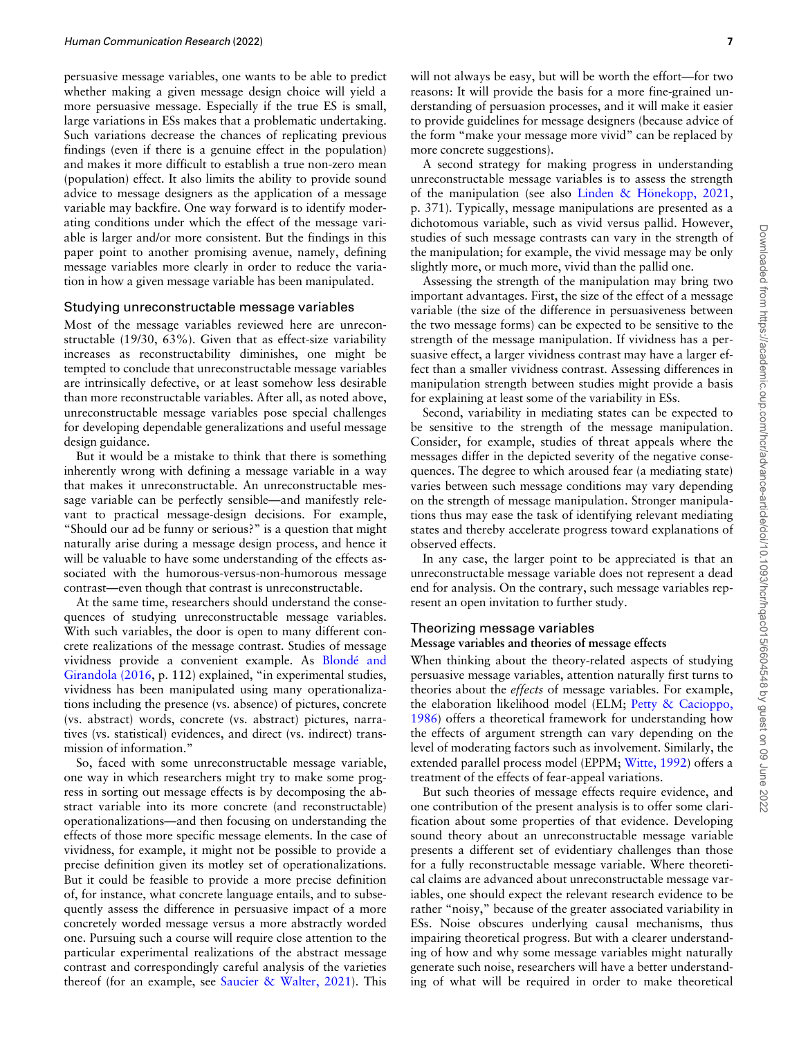persuasive message variables, one wants to be able to predict whether making a given message design choice will yield a more persuasive message. Especially if the true ES is small, large variations in ESs makes that a problematic undertaking. Such variations decrease the chances of replicating previous findings (even if there is a genuine effect in the population) and makes it more difficult to establish a true non-zero mean (population) effect. It also limits the ability to provide sound advice to message designers as the application of a message variable may backfire. One way forward is to identify moderating conditions under which the effect of the message variable is larger and/or more consistent. But the findings in this paper point to another promising avenue, namely, defining message variables more clearly in order to reduce the variation in how a given message variable has been manipulated.

## Studying unreconstructable message variables

Most of the message variables reviewed here are unreconstructable (19/30, 63%). Given that as effect-size variability increases as reconstructability diminishes, one might be tempted to conclude that unreconstructable message variables are intrinsically defective, or at least somehow less desirable than more reconstructable variables. After all, as noted above, unreconstructable message variables pose special challenges for developing dependable generalizations and useful message design guidance.

But it would be a mistake to think that there is something inherently wrong with defining a message variable in a way that makes it unreconstructable. An unreconstructable message variable can be perfectly sensible—and manifestly relevant to practical message-design decisions. For example, "Should our ad be funny or serious?" is a question that might naturally arise during a message design process, and hence it will be valuable to have some understanding of the effects associated with the humorous-versus-non-humorous message contrast—even though that contrast is unreconstructable.

At the same time, researchers should understand the consequences of studying unreconstructable message variables. With such variables, the door is open to many different concrete realizations of the message contrast. Studies of message vividness provide a convenient example. As Blondé and Girandola (2016, p. 112) explained, "in experimental studies, vividness has been manipulated using many operationalizations including the presence (vs. absence) of pictures, concrete (vs. abstract) words, concrete (vs. abstract) pictures, narratives (vs. statistical) evidences, and direct (vs. indirect) transmission of information."

So, faced with some unreconstructable message variable, one way in which researchers might try to make some progress in sorting out message effects is by decomposing the abstract variable into its more concrete (and reconstructable) operationalizations—and then focusing on understanding the effects of those more specific message elements. In the case of vividness, for example, it might not be possible to provide a precise definition given its motley set of operationalizations. But it could be feasible to provide a more precise definition of, for instance, what concrete language entails, and to subsequently assess the difference in persuasive impact of a more concretely worded message versus a more abstractly worded one. Pursuing such a course will require close attention to the particular experimental realizations of the abstract message contrast and correspondingly careful analysis of the varieties thereof (for an example, see Saucier & Walter, 2021). This will not always be easy, but will be worth the effort—for two reasons: It will provide the basis for a more fine-grained understanding of persuasion processes, and it will make it easier to provide guidelines for message designers (because advice of the form "make your message more vivid" can be replaced by more concrete suggestions).

A second strategy for making progress in understanding unreconstructable message variables is to assess the strength of the manipulation (see also Linden & Hönekopp, 2021, p. 371). Typically, message manipulations are presented as a dichotomous variable, such as vivid versus pallid. However, studies of such message contrasts can vary in the strength of the manipulation; for example, the vivid message may be only slightly more, or much more, vivid than the pallid one.

Assessing the strength of the manipulation may bring two important advantages. First, the size of the effect of a message variable (the size of the difference in persuasiveness between the two message forms) can be expected to be sensitive to the strength of the message manipulation. If vividness has a persuasive effect, a larger vividness contrast may have a larger effect than a smaller vividness contrast. Assessing differences in manipulation strength between studies might provide a basis for explaining at least some of the variability in ESs.

Second, variability in mediating states can be expected to be sensitive to the strength of the message manipulation. Consider, for example, studies of threat appeals where the messages differ in the depicted severity of the negative consequences. The degree to which aroused fear (a mediating state) varies between such message conditions may vary depending on the strength of message manipulation. Stronger manipulations thus may ease the task of identifying relevant mediating states and thereby accelerate progress toward explanations of observed effects.

In any case, the larger point to be appreciated is that an unreconstructable message variable does not represent a dead end for analysis. On the contrary, such message variables represent an open invitation to further study.

## Theorizing message variables

### Message variables and theories of message effects

When thinking about the theory-related aspects of studying persuasive message variables, attention naturally first turns to theories about the *effects* of message variables. For example, the elaboration likelihood model (ELM; Petty & Cacioppo, 1986) offers a theoretical framework for understanding how the effects of argument strength can vary depending on the level of moderating factors such as involvement. Similarly, the extended parallel process model (EPPM; Witte, 1992) offers a treatment of the effects of fear-appeal variations.

But such theories of message effects require evidence, and one contribution of the present analysis is to offer some clarification about some properties of that evidence. Developing sound theory about an unreconstructable message variable presents a different set of evidentiary challenges than those for a fully reconstructable message variable. Where theoretical claims are advanced about unreconstructable message variables, one should expect the relevant research evidence to be rather "noisy," because of the greater associated variability in ESs. Noise obscures underlying causal mechanisms, thus impairing theoretical progress. But with a clearer understanding of how and why some message variables might naturally generate such noise, researchers will have a better understanding of what will be required in order to make theoretical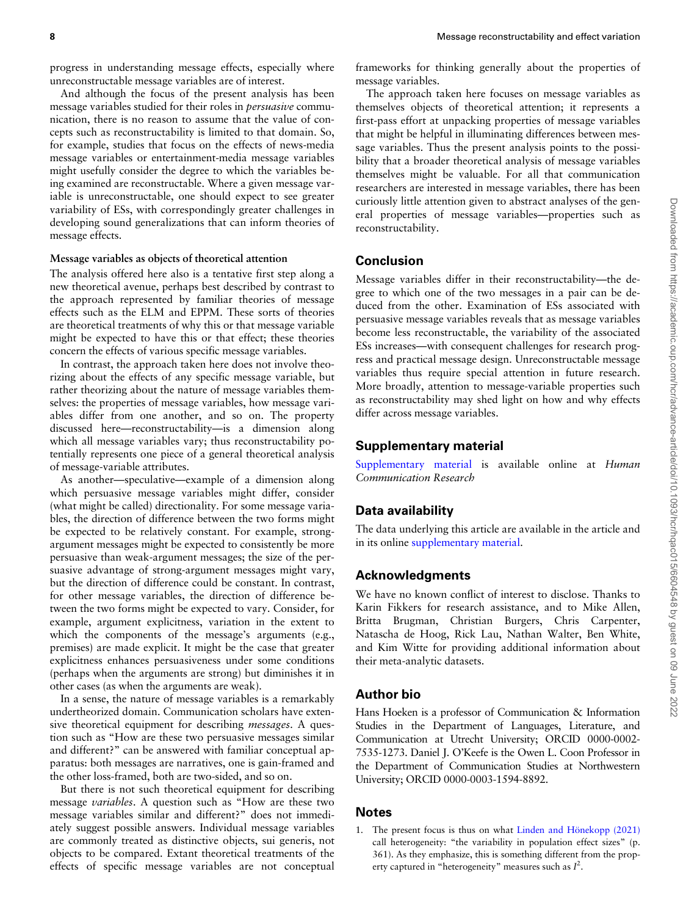progress in understanding message effects, especially where unreconstructable message variables are of interest.

And although the focus of the present analysis has been message variables studied for their roles in *persuasive* communication, there is no reason to assume that the value of concepts such as reconstructability is limited to that domain. So, for example, studies that focus on the effects of news-media message variables or entertainment-media message variables might usefully consider the degree to which the variables being examined are reconstructable. Where a given message variable is unreconstructable, one should expect to see greater variability of ESs, with correspondingly greater challenges in developing sound generalizations that can inform theories of message effects.

#### Message variables as objects of theoretical attention

The analysis offered here also is a tentative first step along a new theoretical avenue, perhaps best described by contrast to the approach represented by familiar theories of message effects such as the ELM and EPPM. These sorts of theories are theoretical treatments of why this or that message variable might be expected to have this or that effect; these theories concern the effects of various specific message variables.

In contrast, the approach taken here does not involve theorizing about the effects of any specific message variable, but rather theorizing about the nature of message variables themselves: the properties of message variables, how message variables differ from one another, and so on. The property discussed here—reconstructability—is a dimension along which all message variables vary; thus reconstructability potentially represents one piece of a general theoretical analysis of message-variable attributes.

As another—speculative—example of a dimension along which persuasive message variables might differ, consider (what might be called) directionality. For some message variables, the direction of difference between the two forms might be expected to be relatively constant. For example, strong-argument messages might be expected to consistently be more persuasive than weak-argument messages; the size of the persuasive advantage of strong-argument messages might vary, but the direction of difference could be constant. In contrast, for other message variables, the direction of difference between the two forms might be expected to vary. Consider, for example, argument explicitness, variation in the extent to which the components of the message's arguments (e.g., premises) are made explicit. It might be the case that greater explicitness enhances persuasiveness under some conditions (perhaps when the arguments are strong) but diminishes it in other cases (as when the arguments are weak).

In a sense, the nature of message variables is a remarkably undertheorized domain. Communication scholars have extensive theoretical equipment for describing *messages*. A question such as "How are these two persuasive messages similar and different?" can be answered with familiar conceptual apparatus: both messages are narratives, one is gain-framed and the other loss-framed, both are two-sided, and so on.

But there is not such theoretical equipment for describing message *variables*. A question such as "How are these two message variables similar and different?" does not immediately suggest possible answers. Individual message variables are commonly treated as distinctive objects, sui generis, not objects to be compared. Extant theoretical treatments of the effects of specific message variables are not conceptual frameworks for thinking generally about the properties of message variables.

The approach taken here focuses on message variables as themselves objects of theoretical attention; it represents a first-pass effort at unpacking properties of message variables that might be helpful in illuminating differences between message variables. Thus the present analysis points to the possibility that a broader theoretical analysis of message variables themselves might be valuable. For all that communication researchers are interested in message variables, there has been curiously little attention given to abstract analyses of the general properties of message variables—properties such as reconstructability.

## Conclusion

Message variables differ in their reconstructability—the degree to which one of the two messages in a pair can be deduced from the other. Examination of ESs associated with persuasive message variables reveals that as message variables become less reconstructable, the variability of the associated ESs increases—with consequent challenges for research progress and practical message design. Unreconstructable message variables thus require special attention in future research. More broadly, attention to message-variable properties such as reconstructability may shed light on how and why effects differ across message variables.

## Supplementary material

Supplementary material is available online at *Human Communication Research*

## Data availability

The data underlying this article are available in the article and in its online supplementary material.

## Acknowledgments

We have no known conflict of interest to disclose. Thanks to Karin Fikkers for research assistance, and to Mike Allen, Britta Brugman, Christian Burgers, Chris Carpenter, Natascha de Hoog, Rick Lau, Nathan Walter, Ben White, and Kim Witte for providing additional information about their meta-analytic datasets.

## Author bio

Hans Hoeken is a professor of Communication & Information Studies in the Department of Languages, Literature, and Communication at Utrecht University; ORCID 0000-0002-7535-1273. Daniel J. O'Keefe is the Owen L. Coon Professor in the Department of Communication Studies at Northwestern University; ORCID 0000-0003-1594-8892.

## Notes

1. The present focus is thus on what Linden and Hönekopp (2021) call heterogeneity: "the variability in population effect sizes" (p. 361). As they emphasize, this is something different from the property captured in "heterogeneity" measures such as $I^2$.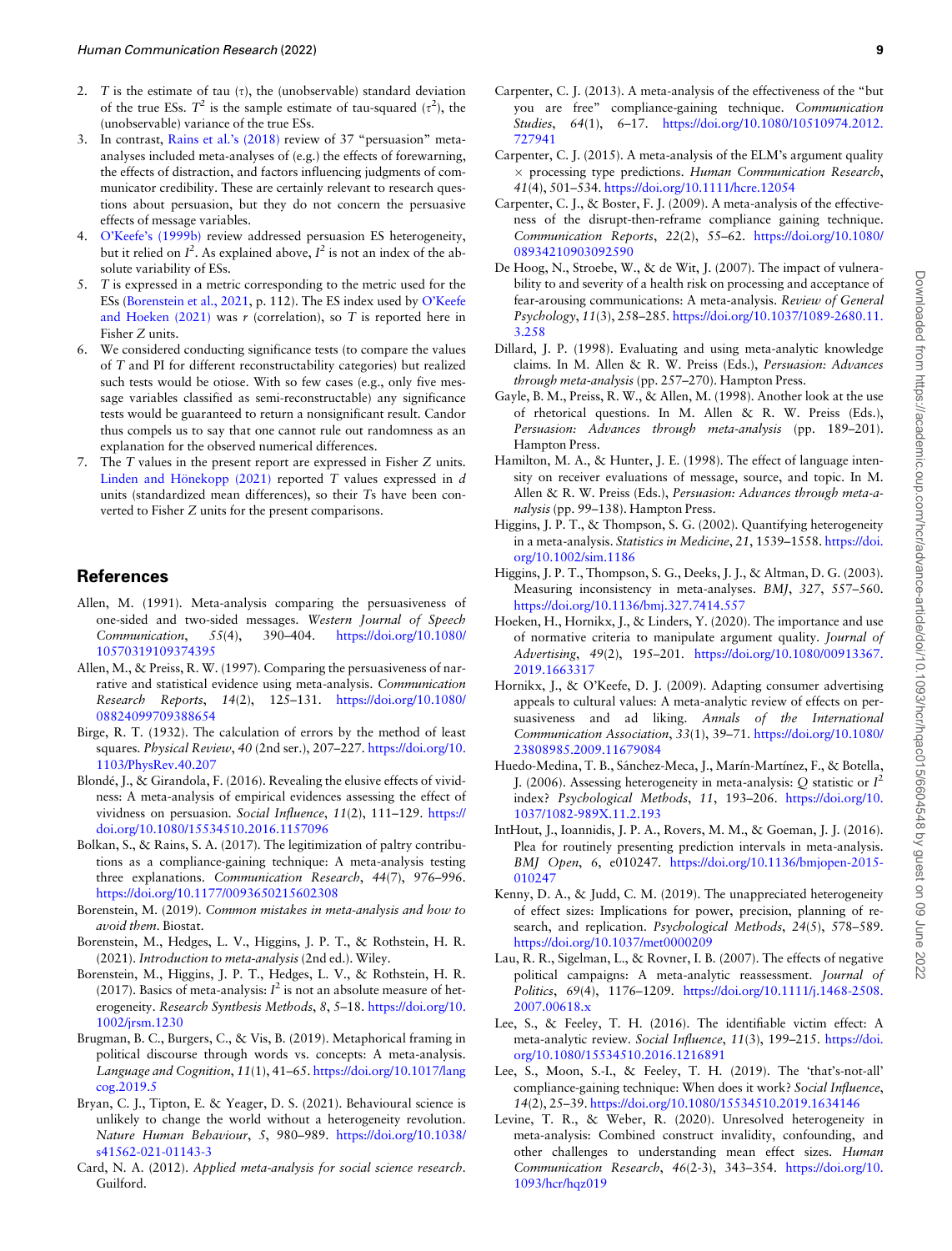2. $T$ is the estimate of tau ($\tau$), the (unobservable) standard deviation of the true ESs. $T^2$ is the sample estimate of tau-squared ($\tau^2$), the (unobservable) variance of the true ESs.
3. In contrast, Rains et al.'s (2018) review of 37 "persuasion" meta-analyses included meta-analyses of (e.g.) the effects of forewarning, the effects of distraction, and factors influencing judgments of communicator credibility. These are certainly relevant to research questions about persuasion, but they do not concern the persuasive effects of message variables.
4. O'Keefe's (1999b) review addressed persuasion ES heterogeneity, but it relied on $I^2$. As explained above, $I^2$ is not an index of the absolute variability of ESs.
5. $T$ is expressed in a metric corresponding to the metric used for the ESs (Borenstein et al., 2021, p. 112). The ES index used by O'Keefe and Hoeken (2021) was $r$ (correlation), so $T$ is reported here in Fisher $Z$ units.
6. We considered conducting significance tests (to compare the values of $T$ and PI for different reconstructability categories) but realized such tests would be otiose. With so few cases (e.g., only five message variables classified as semi-reconstructable) any significance tests would be guaranteed to return a nonsignificant result. Candor thus compels us to say that one cannot rule out randomness as an explanation for the observed numerical differences.
7. The $T$ values in the present report are expressed in Fisher $Z$ units. Linden and Hönekopp (2021) reported $T$ values expressed in $d$ units (standardized mean differences), so their $T$s have been converted to Fisher $Z$ units for the present comparisons.

## References

Allen, M. (1991). Meta-analysis comparing the persuasiveness of one-sided and two-sided messages. *Western Journal of Speech Communication*, *55*(4), 390–404. https://doi.org/10.1080/10570319109374395

Allen, M., & Preiss, R. W. (1997). Comparing the persuasiveness of narrative and statistical evidence using meta-analysis. *Communication Research Reports*, *14*(2), 125–131. https://doi.org/10.1080/08824099709388654

Birge, R. T. (1932). The calculation of errors by the method of least squares. *Physical Review*, *40* (2nd ser.), 207–227. https://doi.org/10.1103/PhysRev.40.207

Blondé, J., & Girandola, F. (2016). Revealing the elusive effects of vividness: A meta-analysis of empirical evidences assessing the effect of vividness on persuasion. *Social Influence*, *11*(2), 111–129. https://doi.org/10.1080/15534510.2016.1157096

Bolkan, S., & Rains, S. A. (2017). The legitimization of paltry contributions as a compliance-gaining technique: A meta-analysis testing three explanations. *Communication Research*, *44*(7), 976–996. https://doi.org/10.1177/0093650215602308

Borenstein, M. (2019). *Common mistakes in meta-analysis and how to avoid them*. Biostat.

Borenstein, M., Hedges, L. V., Higgins, J. P. T., & Rothstein, H. R. (2021). *Introduction to meta-analysis* (2nd ed.). Wiley.

Borenstein, M., Higgins, J. P. T., Hedges, L. V., & Rothstein, H. R. (2017). Basics of meta-analysis: $I^2$ is not an absolute measure of heterogeneity. *Research Synthesis Methods*, *8*, 5–18. https://doi.org/10.1002/jrsm.1230

Brugman, B. C., Burgers, C., & Vis, B. (2019). Metaphorical framing in political discourse through words vs. concepts: A meta-analysis. *Language and Cognition*, *11*(1), 41–65. https://doi.org/10.1017/langcog.2019.5

Bryan, C. J., Tipton, E. & Yeager, D. S. (2021). Behavioural science is unlikely to change the world without a heterogeneity revolution. *Nature Human Behaviour*, *5*, 980–989. https://doi.org/10.1038/s41562-021-01143-3

Card, N. A. (2012). *Applied meta-analysis for social science research*. Guilford.

Carpenter, C. J. (2013). A meta-analysis of the effectiveness of the "but you are free" compliance-gaining technique. *Communication Studies*, *64*(1), 6–17. https://doi.org/10.1080/10510974.2012.727941

Carpenter, C. J. (2015). A meta-analysis of the ELM's argument quality × processing type predictions. *Human Communication Research*, *41*(4), 501–534. https://doi.org/10.1111/hcre.12054

Carpenter, C. J., & Boster, F. J. (2009). A meta-analysis of the effectiveness of the disrupt-then-reframe compliance gaining technique. *Communication Reports*, *22*(2), 55–62. https://doi.org/10.1080/08934210903092590

De Hoog, N., Stroebe, W., & de Wit, J. (2007). The impact of vulnerability to and severity of a health risk on processing and acceptance of fear-arousing communications: A meta-analysis. *Review of General Psychology*, *11*(3), 258–285. https://doi.org/10.1037/1089-2680.11.3.258

Dillard, J. P. (1998). Evaluating and using meta-analytic knowledge claims. In M. Allen & R. W. Preiss (Eds.), *Persuasion: Advances through meta-analysis* (pp. 257–270). Hampton Press.

Gayle, B. M., Preiss, R. W., & Allen, M. (1998). Another look at the use of rhetorical questions. In M. Allen & R. W. Preiss (Eds.), *Persuasion: Advances through meta-analysis* (pp. 189–201). Hampton Press.

Hamilton, M. A., & Hunter, J. E. (1998). The effect of language intensity on receiver evaluations of message, source, and topic. In M. Allen & R. W. Preiss (Eds.), *Persuasion: Advances through meta-analysis* (pp. 99–138). Hampton Press.

Higgins, J. P. T., & Thompson, S. G. (2002). Quantifying heterogeneity in a meta-analysis. *Statistics in Medicine*, *21*, 1539–1558. https://doi.org/10.1002/sim.1186

Higgins, J. P. T., Thompson, S. G., Deeks, J. J., & Altman, D. G. (2003). Measuring inconsistency in meta-analyses. *BMJ*, *327*, 557–560. https://doi.org/10.1136/bmj.327.7414.557

Hoeken, H., Hornikx, J., & Linders, Y. (2020). The importance and use of normative criteria to manipulate argument quality. *Journal of Advertising*, *49*(2), 195–201. https://doi.org/10.1080/00913367.2019.1663317

Hornikx, J., & O'Keefe, D. J. (2009). Adapting consumer advertising appeals to cultural values: A meta-analytic review of effects on persuasiveness and ad liking. *Annals of the International Communication Association*, *33*(1), 39–71. https://doi.org/10.1080/23808985.2009.11679084

Huedo-Medina, T. B., Sánchez-Meca, J., Marín-Martínez, F., & Botella, J. (2006). Assessing heterogeneity in meta-analysis: $Q$ statistic or $I^2$ index? *Psychological Methods*, *11*, 193–206. https://doi.org/10.1037/1082-989X.11.2.193

IntHout, J., Ioannidis, J. P. A., Rovers, M. M., & Goeman, J. J. (2016). Plea for routinely presenting prediction intervals in meta-analysis. *BMJ Open*, *6*, e010247. https://doi.org/10.1136/bmjopen-2015-010247

Kenny, D. A., & Judd, C. M. (2019). The unappreciated heterogeneity of effect sizes: Implications for power, precision, planning of research, and replication. *Psychological Methods*, *24*(5), 578–589. https://doi.org/10.1037/met0000209

Lau, R. R., Sigelman, L., & Rovner, I. B. (2007). The effects of negative political campaigns: A meta-analytic reassessment. *Journal of Politics*, *69*(4), 1176–1209. https://doi.org/10.1111/j.1468-2508.2007.00618.x

Lee, S., & Feeley, T. H. (2016). The identifiable victim effect: A meta-analytic review. *Social Influence*, *11*(3), 199–215. https://doi.org/10.1080/15534510.2016.1216891

Lee, S., Moon, S.-I., & Feeley, T. H. (2019). The 'that's-not-all' compliance-gaining technique: When does it work? *Social Influence*, *14*(2), 25–39. https://doi.org/10.1080/15534510.2019.1634146

Levine, T. R., & Weber, R. (2020). Unresolved heterogeneity in meta-analysis: Combined construct invalidity, confounding, and other challenges to understanding mean effect sizes. *Human Communication Research*, *46*(2-3), 343–354. https://doi.org/10.1093/hcr/hqz019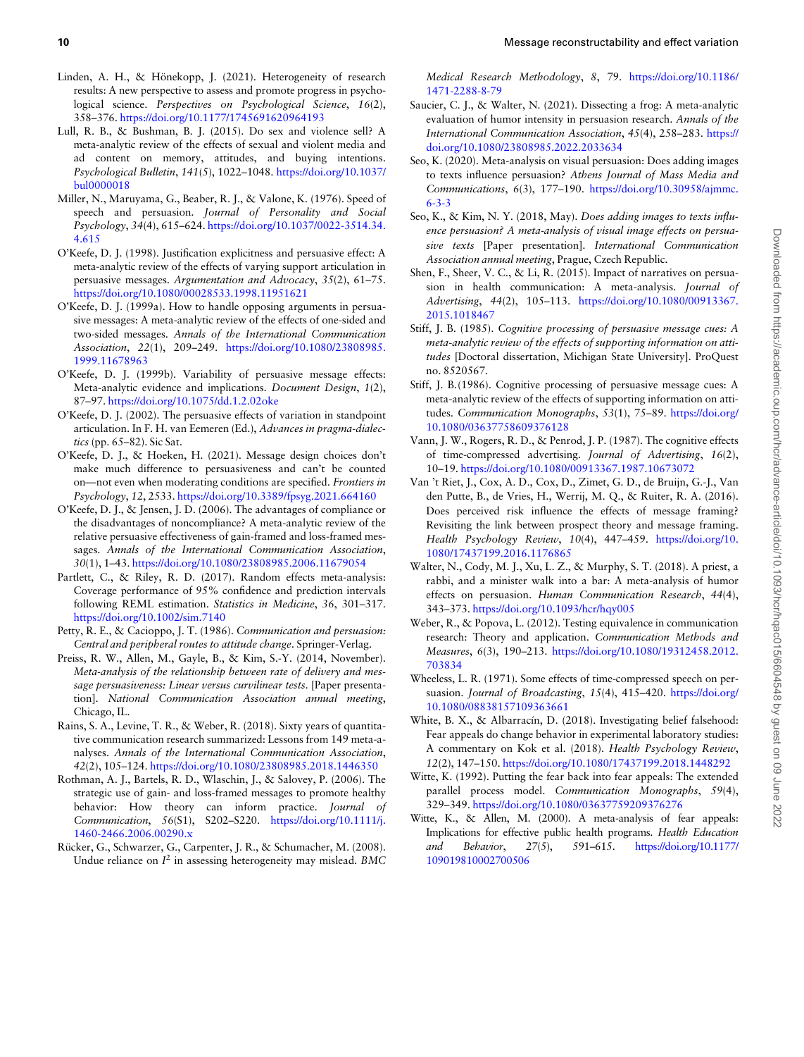Linden, A. H., & Hönekopp, J. (2021). Heterogeneity of research results: A new perspective to assess and promote progress in psychological science. *Perspectives on Psychological Science*, *16*(2), 358–376. https://doi.org/10.1177/1745691620964193

Lull, R. B., & Bushman, B. J. (2015). Do sex and violence sell? A meta-analytic review of the effects of sexual and violent media and ad content on memory, attitudes, and buying intentions. *Psychological Bulletin*, *141*(5), 1022–1048. https://doi.org/10.1037/bul0000018

Miller, N., Maruyama, G., Beaber, R. J., & Valone, K. (1976). Speed of speech and persuasion. *Journal of Personality and Social Psychology*, *34*(4), 615–624. https://doi.org/10.1037/0022-3514.34.4.615

O'Keefe, D. J. (1998). Justification explicitness and persuasive effect: A meta-analytic review of the effects of varying support articulation in persuasive messages. *Argumentation and Advocacy*, *35*(2), 61–75. https://doi.org/10.1080/00028533.1998.11951621

O'Keefe, D. J. (1999a). How to handle opposing arguments in persuasive messages: A meta-analytic review of the effects of one-sided and two-sided messages. *Annals of the International Communication Association*, *22*(1), 209–249. https://doi.org/10.1080/23808985.1999.11678963

O'Keefe, D. J. (1999b). Variability of persuasive message effects: Meta-analytic evidence and implications. *Document Design*, *1*(2), 87–97. https://doi.org/10.1075/dd.1.2.02oke

O'Keefe, D. J. (2002). The persuasive effects of variation in standpoint articulation. In F. H. van Eemeren (Ed.), *Advances in pragma-dialectics* (pp. 65–82). Sic Sat.

O'Keefe, D. J., & Hoeken, H. (2021). Message design choices don't make much difference to persuasiveness and can't be counted on—not even when moderating conditions are specified. *Frontiers in Psychology*, *12*, 2533. https://doi.org/10.3389/fpsyg.2021.664160

O'Keefe, D. J., & Jensen, J. D. (2006). The advantages of compliance or the disadvantages of noncompliance? A meta-analytic review of the relative persuasive effectiveness of gain-framed and loss-framed messages. *Annals of the International Communication Association*, *30*(1), 1–43. https://doi.org/10.1080/23808985.2006.11679054

Partlett, C., & Riley, R. D. (2017). Random effects meta-analysis: Coverage performance of 95% confidence and prediction intervals following REML estimation. *Statistics in Medicine*, *36*, 301–317. https://doi.org/10.1002/sim.7140

Petty, R. E., & Cacioppo, J. T. (1986). *Communication and persuasion: Central and peripheral routes to attitude change*. Springer-Verlag.

Preiss, R. W., Allen, M., Gayle, B., & Kim, S.-Y. (2014, November). *Meta-analysis of the relationship between rate of delivery and message persuasiveness: Linear versus curvilinear tests*. [Paper presentation]. *National Communication Association annual meeting*, Chicago, IL.

Rains, S. A., Levine, T. R., & Weber, R. (2018). Sixty years of quantitative communication research summarized: Lessons from 149 meta-analyses. *Annals of the International Communication Association*, *42*(2), 105–124. https://doi.org/10.1080/23808985.2018.1446350

Rothman, A. J., Bartels, R. D., Wlaschin, J., & Salovey, P. (2006). The strategic use of gain- and loss-framed messages to promote healthy behavior: How theory can inform practice. *Journal of Communication*, *56*(S1), S202–S220. https://doi.org/10.1111/j.1460-2466.2006.00290.x

Rücker, G., Schwarzer, G., Carpenter, J. R., & Schumacher, M. (2008). Undue reliance on $I^2$ in assessing heterogeneity may mislead. *BMC Medical Research Methodology*, *8*, 79. https://doi.org/10.1186/1471-2288-8-79

Saucier, C. J., & Walter, N. (2021). Dissecting a frog: A meta-analytic evaluation of humor intensity in persuasion research. *Annals of the International Communication Association*, *45*(4), 258–283. https://doi.org/10.1080/23808985.2022.2033634

Seo, K. (2020). Meta-analysis on visual persuasion: Does adding images to texts influence persuasion? *Athens Journal of Mass Media and Communications*, *6*(3), 177–190. https://doi.org/10.30958/ajmmc.6-3-3

Seo, K., & Kim, N. Y. (2018, May). *Does adding images to texts influence persuasion? A meta-analysis of visual image effects on persuasive texts* [Paper presentation]. *International Communication Association annual meeting*, Prague, Czech Republic.

Shen, F., Sheer, V. C., & Li, R. (2015). Impact of narratives on persuasion in health communication: A meta-analysis. *Journal of Advertising*, *44*(2), 105–113. https://doi.org/10.1080/00913367.2015.1018467

Stiff, J. B. (1985). *Cognitive processing of persuasive message cues: A meta-analytic review of the effects of supporting information on attitudes* [Doctoral dissertation, Michigan State University]. ProQuest no. 8520567.

Stiff, J. B.(1986). Cognitive processing of persuasive message cues: A meta-analytic review of the effects of supporting information on attitudes. *Communication Monographs*, *53*(1), 75–89. https://doi.org/10.1080/03637758609376128

Vann, J. W., Rogers, R. D., & Penrod, J. P. (1987). The cognitive effects of time-compressed advertising. *Journal of Advertising*, *16*(2), 10–19. https://doi.org/10.1080/00913367.1987.10673072

Van 't Riet, J., Cox, A. D., Cox, D., Zimet, G. D., de Bruijn, G.-J., Van den Putte, B., de Vries, H., Werrij, M. Q., & Ruiter, R. A. (2016). Does perceived risk influence the effects of message framing? Revisiting the link between prospect theory and message framing. *Health Psychology Review*, *10*(4), 447–459. https://doi.org/10.1080/17437199.2016.1176865

Walter, N., Cody, M. J., Xu, L. Z., & Murphy, S. T. (2018). A priest, a rabbi, and a minister walk into a bar: A meta-analysis of humor effects on persuasion. *Human Communication Research*, *44*(4), 343–373. https://doi.org/10.1093/hcr/hqy005

Weber, R., & Popova, L. (2012). Testing equivalence in communication research: Theory and application. *Communication Methods and Measures*, *6*(3), 190–213. https://doi.org/10.1080/19312458.2012.703834

Wheeless, L. R. (1971). Some effects of time-compressed speech on persuasion. *Journal of Broadcasting*, *15*(4), 415–420. https://doi.org/10.1080/08838157109363661

White, B. X., & Albarracín, D. (2018). Investigating belief falsehood: Fear appeals do change behavior in experimental laboratory studies: A commentary on Kok et al. (2018). *Health Psychology Review*, *12*(2), 147–150. https://doi.org/10.1080/17437199.2018.1448292

Witte, K. (1992). Putting the fear back into fear appeals: The extended parallel process model. *Communication Monographs*, *59*(4), 329–349. https://doi.org/10.1080/03637759209376276

Witte, K., & Allen, M. (2000). A meta-analysis of fear appeals: Implications for effective public health programs. *Health Education and Behavior*, *27*(5), 591–615. https://doi.org/10.1177/109019810002700506